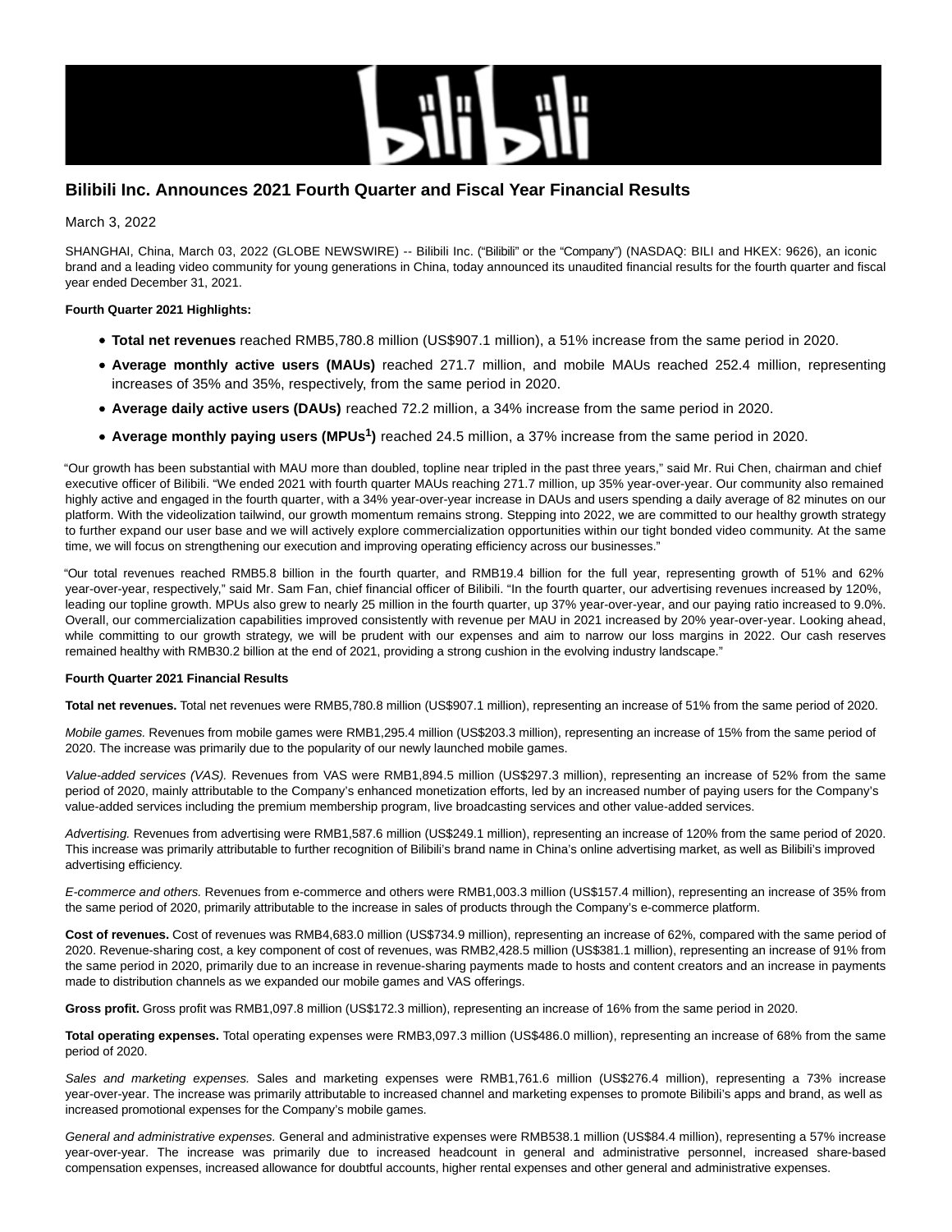# Bilibili Inc. Announces 2021 Fourth Quarter and Fiscal Year Financial Results

March 3, 2022

SHANGHAI, China, March 03, 2022 (GLOBE NEWSWIRE) -- Bilibili Inc. ("Bilibili" or the "Company") (NASDAQ: BILI and HKEX: 9626), an iconic brand and a leading video community for young generations in China, today announced its unaudited financial results for the fourth quarter and fiscal year ended December 31, 2021.

**Fourth Quarter 2021 Highlights:**

- **Total net revenues** reached RMB5,780.8 million (US$907.1 million), a 51% increase from the same period in 2020.
- **Average monthly active users (MAUs)** reached 271.7 million, and mobile MAUs reached 252.4 million, representing increases of 35% and 35%, respectively, from the same period in 2020.
- **Average daily active users (DAUs)** reached 72.2 million, a 34% increase from the same period in 2020.
- **Average monthly paying users (MPUs[1])** reached 24.5 million, a 37% increase from the same period in 2020.

"Our growth has been substantial with MAU more than doubled, topline near tripled in the past three years," said Mr. Rui Chen, chairman and chief executive officer of Bilibili. "We ended 2021 with fourth quarter MAUs reaching 271.7 million, up 35% year-over-year. Our community also remained highly active and engaged in the fourth quarter, with a 34% year-over-year increase in DAUs and users spending a daily average of 82 minutes on our platform. With the videolization tailwind, our growth momentum remains strong. Stepping into 2022, we are committed to our healthy growth strategy to further expand our user base and we will actively explore commercialization opportunities within our tight bonded video community. At the same time, we will focus on strengthening our execution and improving operating efficiency across our businesses."

"Our total revenues reached RMB5.8 billion in the fourth quarter, and RMB19.4 billion for the full year, representing growth of 51% and 62% year-over-year, respectively," said Mr. Sam Fan, chief financial officer of Bilibili. "In the fourth quarter, our advertising revenues increased by 120%, leading our topline growth. MPUs also grew to nearly 25 million in the fourth quarter, up 37% year-over-year, and our paying ratio increased to 9.0%. Overall, our commercialization capabilities improved consistently with revenue per MAU in 2021 increased by 20% year-over-year. Looking ahead, while committing to our growth strategy, we will be prudent with our expenses and aim to narrow our loss margins in 2022. Our cash reserves remained healthy with RMB30.2 billion at the end of 2021, providing a strong cushion in the evolving industry landscape."

**Fourth Quarter 2021 Financial Results**

**Total net revenues.** Total net revenues were RMB5,780.8 million (US$907.1 million), representing an increase of 51% from the same period of 2020.

*Mobile games.* Revenues from mobile games were RMB1,295.4 million (US$203.3 million), representing an increase of 15% from the same period of 2020. The increase was primarily due to the popularity of our newly launched mobile games.

*Value-added services (VAS).* Revenues from VAS were RMB1,894.5 million (US$297.3 million), representing an increase of 52% from the same period of 2020, mainly attributable to the Company's enhanced monetization efforts, led by an increased number of paying users for the Company's value-added services including the premium membership program, live broadcasting services and other value-added services.

*Advertising.* Revenues from advertising were RMB1,587.6 million (US$249.1 million), representing an increase of 120% from the same period of 2020. This increase was primarily attributable to further recognition of Bilibili's brand name in China's online advertising market, as well as Bilibili's improved advertising efficiency.

*E-commerce and others.* Revenues from e-commerce and others were RMB1,003.3 million (US$157.4 million), representing an increase of 35% from the same period of 2020, primarily attributable to the increase in sales of products through the Company's e-commerce platform.

**Cost of revenues.** Cost of revenues was RMB4,683.0 million (US$734.9 million), representing an increase of 62%, compared with the same period of 2020. Revenue-sharing cost, a key component of cost of revenues, was RMB2,428.5 million (US$381.1 million), representing an increase of 91% from the same period in 2020, primarily due to an increase in revenue-sharing payments made to hosts and content creators and an increase in payments made to distribution channels as we expanded our mobile games and VAS offerings.

**Gross profit.** Gross profit was RMB1,097.8 million (US$172.3 million), representing an increase of 16% from the same period in 2020.

**Total operating expenses.** Total operating expenses were RMB3,097.3 million (US$486.0 million), representing an increase of 68% from the same period of 2020.

*Sales and marketing expenses.* Sales and marketing expenses were RMB1,761.6 million (US$276.4 million), representing a 73% increase year-over-year. The increase was primarily attributable to increased channel and marketing expenses to promote Bilibili's apps and brand, as well as increased promotional expenses for the Company's mobile games.

*General and administrative expenses.* General and administrative expenses were RMB538.1 million (US$84.4 million), representing a 57% increase year-over-year. The increase was primarily due to increased headcount in general and administrative personnel, increased share-based compensation expenses, increased allowance for doubtful accounts, higher rental expenses and other general and administrative expenses.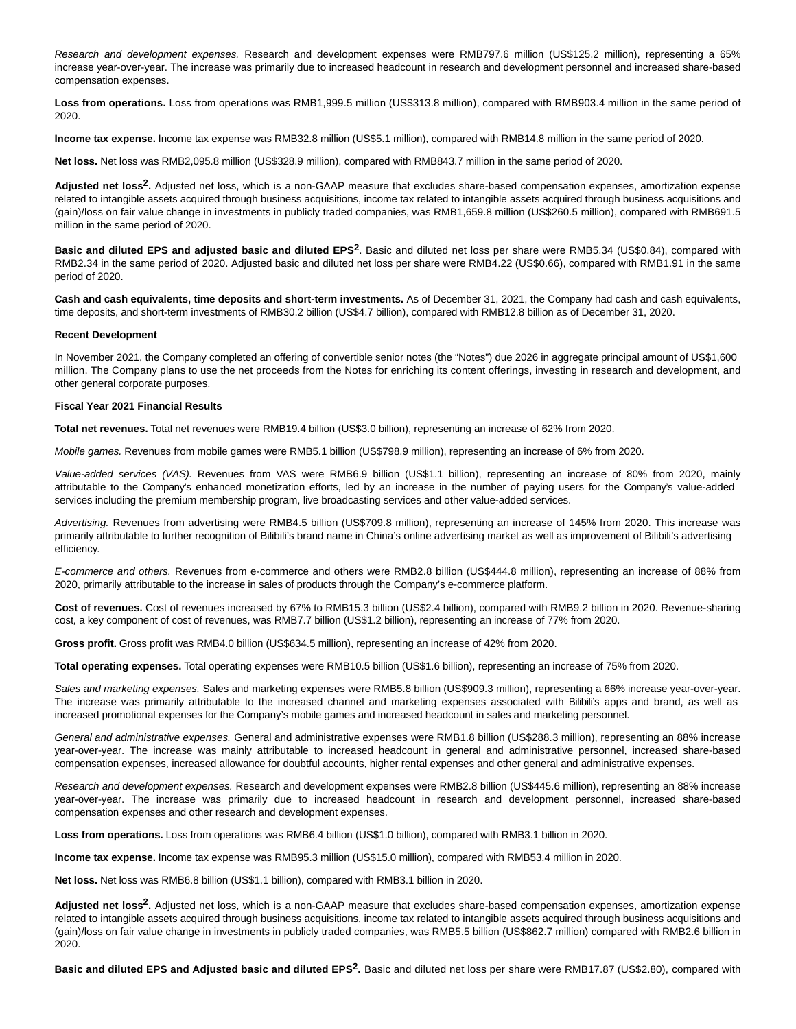*Research and development expenses.* Research and development expenses were RMB797.6 million (US$125.2 million), representing a 65% increase year-over-year. The increase was primarily due to increased headcount in research and development personnel and increased share-based compensation expenses.

**Loss from operations.** Loss from operations was RMB1,999.5 million (US$313.8 million), compared with RMB903.4 million in the same period of 2020.

**Income tax expense.** Income tax expense was RMB32.8 million (US$5.1 million), compared with RMB14.8 million in the same period of 2020.

**Net loss.** Net loss was RMB2,095.8 million (US$328.9 million), compared with RMB843.7 million in the same period of 2020.

**Adjusted net loss[2].** Adjusted net loss, which is a non-GAAP measure that excludes share-based compensation expenses, amortization expense related to intangible assets acquired through business acquisitions, income tax related to intangible assets acquired through business acquisitions and (gain)/loss on fair value change in investments in publicly traded companies, was RMB1,659.8 million (US$260.5 million), compared with RMB691.5 million in the same period of 2020.

**Basic and diluted EPS and adjusted basic and diluted EPS[2]**. Basic and diluted net loss per share were RMB5.34 (US$0.84), compared with RMB2.34 in the same period of 2020. Adjusted basic and diluted net loss per share were RMB4.22 (US$0.66), compared with RMB1.91 in the same period of 2020.

**Cash and cash equivalents, time deposits and short-term investments.** As of December 31, 2021, the Company had cash and cash equivalents, time deposits, and short-term investments of RMB30.2 billion (US$4.7 billion), compared with RMB12.8 billion as of December 31, 2020.

**Recent Development**

In November 2021, the Company completed an offering of convertible senior notes (the "Notes") due 2026 in aggregate principal amount of US$1,600 million. The Company plans to use the net proceeds from the Notes for enriching its content offerings, investing in research and development, and other general corporate purposes.

**Fiscal Year 2021 Financial Results**

**Total net revenues.** Total net revenues were RMB19.4 billion (US$3.0 billion), representing an increase of 62% from 2020.

*Mobile games.* Revenues from mobile games were RMB5.1 billion (US$798.9 million), representing an increase of 6% from 2020.

*Value-added services (VAS).* Revenues from VAS were RMB6.9 billion (US$1.1 billion), representing an increase of 80% from 2020, mainly attributable to the Company's enhanced monetization efforts, led by an increase in the number of paying users for the Company's value-added services including the premium membership program, live broadcasting services and other value-added services.

*Advertising.* Revenues from advertising were RMB4.5 billion (US$709.8 million), representing an increase of 145% from 2020. This increase was primarily attributable to further recognition of Bilibili's brand name in China's online advertising market as well as improvement of Bilibili's advertising efficiency.

*E-commerce and others.* Revenues from e-commerce and others were RMB2.8 billion (US$444.8 million), representing an increase of 88% from 2020, primarily attributable to the increase in sales of products through the Company's e-commerce platform.

**Cost of revenues.** Cost of revenues increased by 67% to RMB15.3 billion (US$2.4 billion), compared with RMB9.2 billion in 2020. Revenue-sharing cost, a key component of cost of revenues, was RMB7.7 billion (US$1.2 billion), representing an increase of 77% from 2020.

**Gross profit.** Gross profit was RMB4.0 billion (US$634.5 million), representing an increase of 42% from 2020.

**Total operating expenses.** Total operating expenses were RMB10.5 billion (US$1.6 billion), representing an increase of 75% from 2020.

*Sales and marketing expenses.* Sales and marketing expenses were RMB5.8 billion (US$909.3 million), representing a 66% increase year-over-year. The increase was primarily attributable to the increased channel and marketing expenses associated with Bilibili's apps and brand, as well as increased promotional expenses for the Company's mobile games and increased headcount in sales and marketing personnel.

*General and administrative expenses.* General and administrative expenses were RMB1.8 billion (US$288.3 million), representing an 88% increase year-over-year. The increase was mainly attributable to increased headcount in general and administrative personnel, increased share-based compensation expenses, increased allowance for doubtful accounts, higher rental expenses and other general and administrative expenses.

*Research and development expenses.* Research and development expenses were RMB2.8 billion (US$445.6 million), representing an 88% increase year-over-year. The increase was primarily due to increased headcount in research and development personnel, increased share-based compensation expenses and other research and development expenses.

**Loss from operations.** Loss from operations was RMB6.4 billion (US$1.0 billion), compared with RMB3.1 billion in 2020.

**Income tax expense.** Income tax expense was RMB95.3 million (US$15.0 million), compared with RMB53.4 million in 2020.

**Net loss.** Net loss was RMB6.8 billion (US$1.1 billion), compared with RMB3.1 billion in 2020.

**Adjusted net loss[2].** Adjusted net loss, which is a non-GAAP measure that excludes share-based compensation expenses, amortization expense related to intangible assets acquired through business acquisitions, income tax related to intangible assets acquired through business acquisitions and (gain)/loss on fair value change in investments in publicly traded companies, was RMB5.5 billion (US$862.7 million) compared with RMB2.6 billion in 2020.

**Basic and diluted EPS and Adjusted basic and diluted EPS[2].** Basic and diluted net loss per share were RMB17.87 (US$2.80), compared with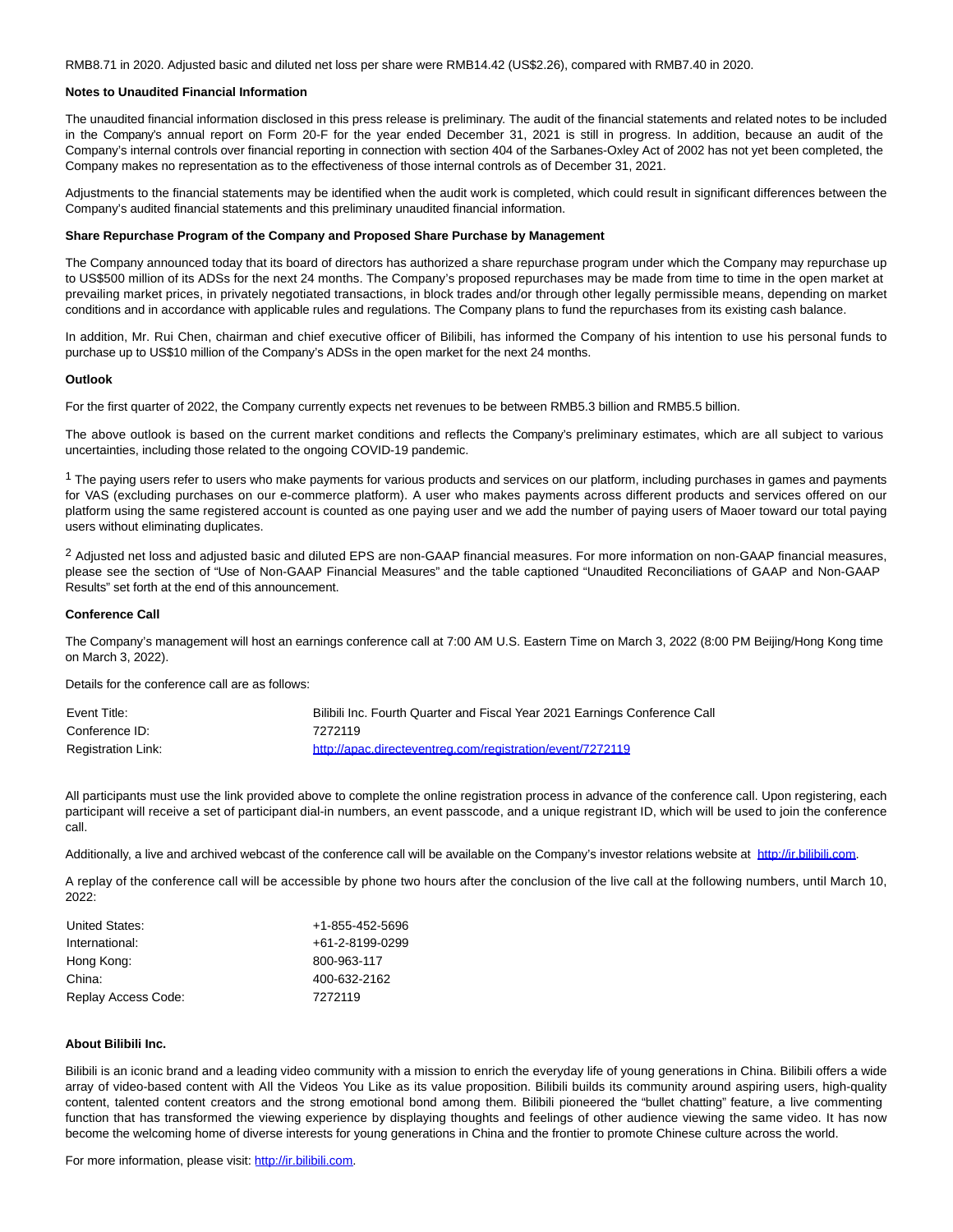RMB8.71 in 2020. Adjusted basic and diluted net loss per share were RMB14.42 (US$2.26), compared with RMB7.40 in 2020.

**Notes to Unaudited Financial Information**

The unaudited financial information disclosed in this press release is preliminary. The audit of the financial statements and related notes to be included in the Company's annual report on Form 20-F for the year ended December 31, 2021 is still in progress. In addition, because an audit of the Company's internal controls over financial reporting in connection with section 404 of the Sarbanes-Oxley Act of 2002 has not yet been completed, the Company makes no representation as to the effectiveness of those internal controls as of December 31, 2021.

Adjustments to the financial statements may be identified when the audit work is completed, which could result in significant differences between the Company's audited financial statements and this preliminary unaudited financial information.

**Share Repurchase Program of the Company and Proposed Share Purchase by Management**

The Company announced today that its board of directors has authorized a share repurchase program under which the Company may repurchase up to US$500 million of its ADSs for the next 24 months. The Company's proposed repurchases may be made from time to time in the open market at prevailing market prices, in privately negotiated transactions, in block trades and/or through other legally permissible means, depending on market conditions and in accordance with applicable rules and regulations. The Company plans to fund the repurchases from its existing cash balance.

In addition, Mr. Rui Chen, chairman and chief executive officer of Bilibili, has informed the Company of his intention to use his personal funds to purchase up to US$10 million of the Company's ADSs in the open market for the next 24 months.

**Outlook**

For the first quarter of 2022, the Company currently expects net revenues to be between RMB5.3 billion and RMB5.5 billion.

The above outlook is based on the current market conditions and reflects the Company's preliminary estimates, which are all subject to various uncertainties, including those related to the ongoing COVID-19 pandemic.

[1] The paying users refer to users who make payments for various products and services on our platform, including purchases in games and payments for VAS (excluding purchases on our e-commerce platform). A user who makes payments across different products and services offered on our platform using the same registered account is counted as one paying user and we add the number of paying users of Maoer toward our total paying users without eliminating duplicates.

[2] Adjusted net loss and adjusted basic and diluted EPS are non-GAAP financial measures. For more information on non-GAAP financial measures, please see the section of "Use of Non-GAAP Financial Measures" and the table captioned "Unaudited Reconciliations of GAAP and Non-GAAP Results" set forth at the end of this announcement.

**Conference Call**

The Company's management will host an earnings conference call at 7:00 AM U.S. Eastern Time on March 3, 2022 (8:00 PM Beijing/Hong Kong time on March 3, 2022).

Details for the conference call are as follows:

| | |
|---|---|
| Event Title: | Bilibili Inc. Fourth Quarter and Fiscal Year 2021 Earnings Conference Call |
| Conference ID: | 7272119 |
| Registration Link: | http://apac.directeventreg.com/registration/event/7272119 |

All participants must use the link provided above to complete the online registration process in advance of the conference call. Upon registering, each participant will receive a set of participant dial-in numbers, an event passcode, and a unique registrant ID, which will be used to join the conference call.

Additionally, a live and archived webcast of the conference call will be available on the Company's investor relations website at http://ir.bilibili.com.

A replay of the conference call will be accessible by phone two hours after the conclusion of the live call at the following numbers, until March 10, 2022:

| | |
|---|---|
| United States: | +1-855-452-5696 |
| International: | +61-2-8199-0299 |
| Hong Kong: | 800-963-117 |
| China: | 400-632-2162 |
| Replay Access Code: | 7272119 |

**About Bilibili Inc.**

Bilibili is an iconic brand and a leading video community with a mission to enrich the everyday life of young generations in China. Bilibili offers a wide array of video-based content with All the Videos You Like as its value proposition. Bilibili builds its community around aspiring users, high-quality content, talented content creators and the strong emotional bond among them. Bilibili pioneered the "bullet chatting" feature, a live commenting function that has transformed the viewing experience by displaying thoughts and feelings of other audience viewing the same video. It has now become the welcoming home of diverse interests for young generations in China and the frontier to promote Chinese culture across the world.

For more information, please visit: http://ir.bilibili.com.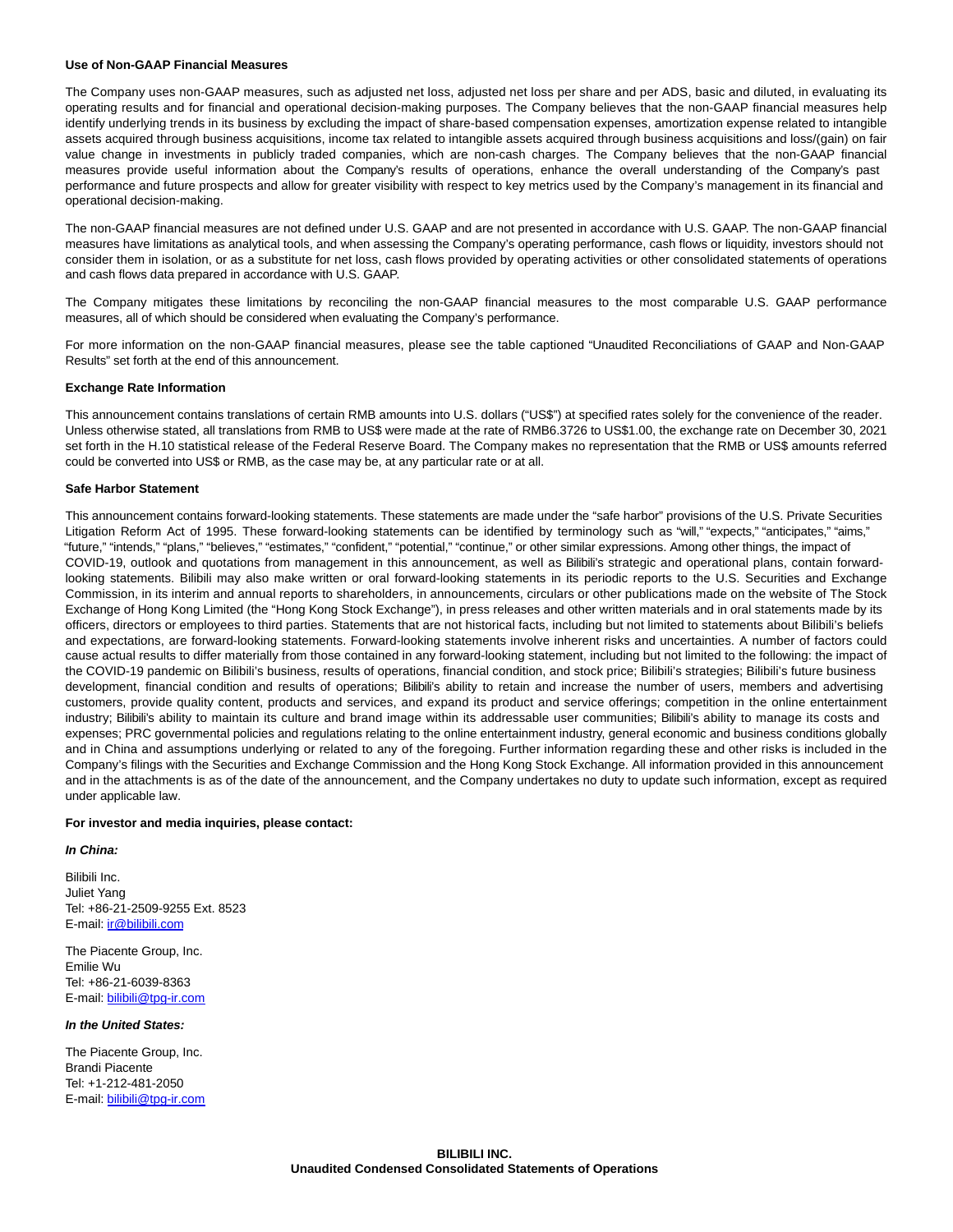**Use of Non-GAAP Financial Measures**

The Company uses non-GAAP measures, such as adjusted net loss, adjusted net loss per share and per ADS, basic and diluted, in evaluating its operating results and for financial and operational decision-making purposes. The Company believes that the non-GAAP financial measures help identify underlying trends in its business by excluding the impact of share-based compensation expenses, amortization expense related to intangible assets acquired through business acquisitions, income tax related to intangible assets acquired through business acquisitions and loss/(gain) on fair value change in investments in publicly traded companies, which are non-cash charges. The Company believes that the non-GAAP financial measures provide useful information about the Company's results of operations, enhance the overall understanding of the Company's past performance and future prospects and allow for greater visibility with respect to key metrics used by the Company's management in its financial and operational decision-making.

The non-GAAP financial measures are not defined under U.S. GAAP and are not presented in accordance with U.S. GAAP. The non-GAAP financial measures have limitations as analytical tools, and when assessing the Company's operating performance, cash flows or liquidity, investors should not consider them in isolation, or as a substitute for net loss, cash flows provided by operating activities or other consolidated statements of operations and cash flows data prepared in accordance with U.S. GAAP.

The Company mitigates these limitations by reconciling the non-GAAP financial measures to the most comparable U.S. GAAP performance measures, all of which should be considered when evaluating the Company's performance.

For more information on the non-GAAP financial measures, please see the table captioned "Unaudited Reconciliations of GAAP and Non-GAAP Results" set forth at the end of this announcement.

**Exchange Rate Information**

This announcement contains translations of certain RMB amounts into U.S. dollars ("US$") at specified rates solely for the convenience of the reader. Unless otherwise stated, all translations from RMB to US$ were made at the rate of RMB6.3726 to US$1.00, the exchange rate on December 30, 2021 set forth in the H.10 statistical release of the Federal Reserve Board. The Company makes no representation that the RMB or US$ amounts referred could be converted into US$ or RMB, as the case may be, at any particular rate or at all.

**Safe Harbor Statement**

This announcement contains forward-looking statements. These statements are made under the "safe harbor" provisions of the U.S. Private Securities Litigation Reform Act of 1995. These forward-looking statements can be identified by terminology such as "will," "expects," "anticipates," "aims," "future," "intends," "plans," "believes," "estimates," "confident," "potential," "continue," or other similar expressions. Among other things, the impact of COVID-19, outlook and quotations from management in this announcement, as well as Bilibili's strategic and operational plans, contain forward-looking statements. Bilibili may also make written or oral forward-looking statements in its periodic reports to the U.S. Securities and Exchange Commission, in its interim and annual reports to shareholders, in announcements, circulars or other publications made on the website of The Stock Exchange of Hong Kong Limited (the "Hong Kong Stock Exchange"), in press releases and other written materials and in oral statements made by its officers, directors or employees to third parties. Statements that are not historical facts, including but not limited to statements about Bilibili's beliefs and expectations, are forward-looking statements. Forward-looking statements involve inherent risks and uncertainties. A number of factors could cause actual results to differ materially from those contained in any forward-looking statement, including but not limited to the following: the impact of the COVID-19 pandemic on Bilibili's business, results of operations, financial condition, and stock price; Bilibili's strategies; Bilibili's future business development, financial condition and results of operations; Bilibili's ability to retain and increase the number of users, members and advertising customers, provide quality content, products and services, and expand its product and service offerings; competition in the online entertainment industry; Bilibili's ability to maintain its culture and brand image within its addressable user communities; Bilibili's ability to manage its costs and expenses; PRC governmental policies and regulations relating to the online entertainment industry, general economic and business conditions globally and in China and assumptions underlying or related to any of the foregoing. Further information regarding these and other risks is included in the Company's filings with the Securities and Exchange Commission and the Hong Kong Stock Exchange. All information provided in this announcement and in the attachments is as of the date of the announcement, and the Company undertakes no duty to update such information, except as required under applicable law.

**For investor and media inquiries, please contact:**

***In China:***

Bilibili Inc.
Juliet Yang
Tel: +86-21-2509-9255 Ext. 8523
E-mail: ir@bilibili.com

The Piacente Group, Inc.
Emilie Wu
Tel: +86-21-6039-8363
E-mail: bilibili@tpg-ir.com

***In the United States:***

The Piacente Group, Inc.
Brandi Piacente
Tel: +1-212-481-2050
E-mail: bilibili@tpg-ir.com

**BILIBILI INC.**
**Unaudited Condensed Consolidated Statements of Operations**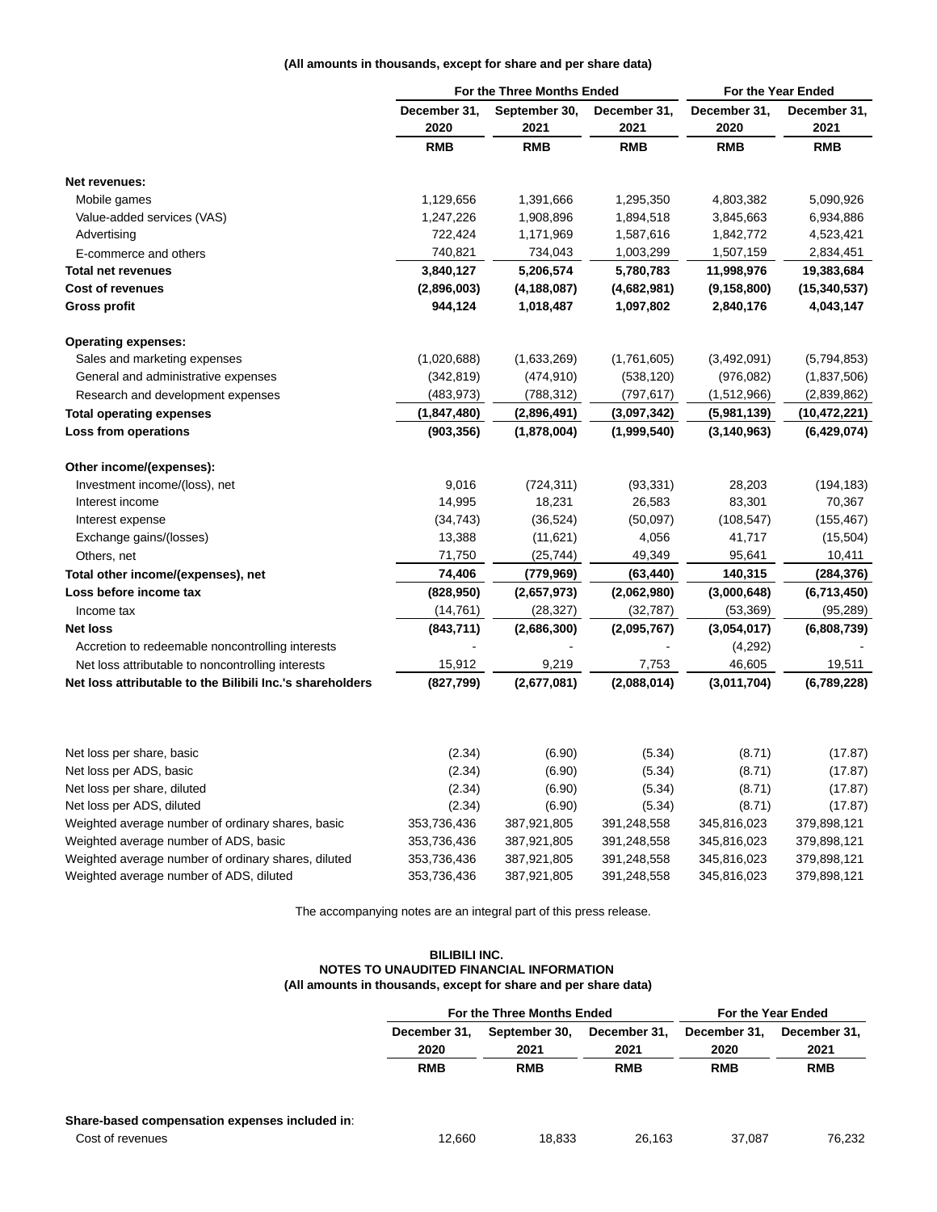**(All amounts in thousands, except for share and per share data)**

| | For the Three Months Ended | | | For the Year Ended | |
|---|---|---|---|---|---|
| | December 31, 2020 | September 30, 2021 | December 31, 2021 | December 31, 2020 | December 31, 2021 |
| | RMB | RMB | RMB | RMB | RMB |
| **Net revenues:** | | | | | |
| Mobile games | 1,129,656 | 1,391,666 | 1,295,350 | 4,803,382 | 5,090,926 |
| Value-added services (VAS) | 1,247,226 | 1,908,896 | 1,894,518 | 3,845,663 | 6,934,886 |
| Advertising | 722,424 | 1,171,969 | 1,587,616 | 1,842,772 | 4,523,421 |
| E-commerce and others | 740,821 | 734,043 | 1,003,299 | 1,507,159 | 2,834,451 |
| **Total net revenues** | **3,840,127** | **5,206,574** | **5,780,783** | **11,998,976** | **19,383,684** |
| **Cost of revenues** | **(2,896,003)** | **(4,188,087)** | **(4,682,981)** | **(9,158,800)** | **(15,340,537)** |
| **Gross profit** | **944,124** | **1,018,487** | **1,097,802** | **2,840,176** | **4,043,147** |
| **Operating expenses:** | | | | | |
| Sales and marketing expenses | (1,020,688) | (1,633,269) | (1,761,605) | (3,492,091) | (5,794,853) |
| General and administrative expenses | (342,819) | (474,910) | (538,120) | (976,082) | (1,837,506) |
| Research and development expenses | (483,973) | (788,312) | (797,617) | (1,512,966) | (2,839,862) |
| **Total operating expenses** | **(1,847,480)** | **(2,896,491)** | **(3,097,342)** | **(5,981,139)** | **(10,472,221)** |
| **Loss from operations** | **(903,356)** | **(1,878,004)** | **(1,999,540)** | **(3,140,963)** | **(6,429,074)** |
| **Other income/(expenses):** | | | | | |
| Investment income/(loss), net | 9,016 | (724,311) | (93,331) | 28,203 | (194,183) |
| Interest income | 14,995 | 18,231 | 26,583 | 83,301 | 70,367 |
| Interest expense | (34,743) | (36,524) | (50,097) | (108,547) | (155,467) |
| Exchange gains/(losses) | 13,388 | (11,621) | 4,056 | 41,717 | (15,504) |
| Others, net | 71,750 | (25,744) | 49,349 | 95,641 | 10,411 |
| **Total other income/(expenses), net** | **74,406** | **(779,969)** | **(63,440)** | **140,315** | **(284,376)** |
| **Loss before income tax** | **(828,950)** | **(2,657,973)** | **(2,062,980)** | **(3,000,648)** | **(6,713,450)** |
| Income tax | (14,761) | (28,327) | (32,787) | (53,369) | (95,289) |
| **Net loss** | **(843,711)** | **(2,686,300)** | **(2,095,767)** | **(3,054,017)** | **(6,808,739)** |
| Accretion to redeemable noncontrolling interests | - | - | - | (4,292) | - |
| Net loss attributable to noncontrolling interests | 15,912 | 9,219 | 7,753 | 46,605 | 19,511 |
| **Net loss attributable to the Bilibili Inc.'s shareholders** | **(827,799)** | **(2,677,081)** | **(2,088,014)** | **(3,011,704)** | **(6,789,228)** |
| | | | | | |
| Net loss per share, basic | (2.34) | (6.90) | (5.34) | (8.71) | (17.87) |
| Net loss per ADS, basic | (2.34) | (6.90) | (5.34) | (8.71) | (17.87) |
| Net loss per share, diluted | (2.34) | (6.90) | (5.34) | (8.71) | (17.87) |
| Net loss per ADS, diluted | (2.34) | (6.90) | (5.34) | (8.71) | (17.87) |
| Weighted average number of ordinary shares, basic | 353,736,436 | 387,921,805 | 391,248,558 | 345,816,023 | 379,898,121 |
| Weighted average number of ADS, basic | 353,736,436 | 387,921,805 | 391,248,558 | 345,816,023 | 379,898,121 |
| Weighted average number of ordinary shares, diluted | 353,736,436 | 387,921,805 | 391,248,558 | 345,816,023 | 379,898,121 |
| Weighted average number of ADS, diluted | 353,736,436 | 387,921,805 | 391,248,558 | 345,816,023 | 379,898,121 |

The accompanying notes are an integral part of this press release.

**BILIBILI INC.**
**NOTES TO UNAUDITED FINANCIAL INFORMATION**
**(All amounts in thousands, except for share and per share data)**

| | For the Three Months Ended | | | For the Year Ended | |
|---|---|---|---|---|---|
| | December 31, 2020 | September 30, 2021 | December 31, 2021 | December 31, 2020 | December 31, 2021 |
| | RMB | RMB | RMB | RMB | RMB |
| **Share-based compensation expenses included in**: | | | | | |
| Cost of revenues | 12,660 | 18,833 | 26,163 | 37,087 | 76,232 |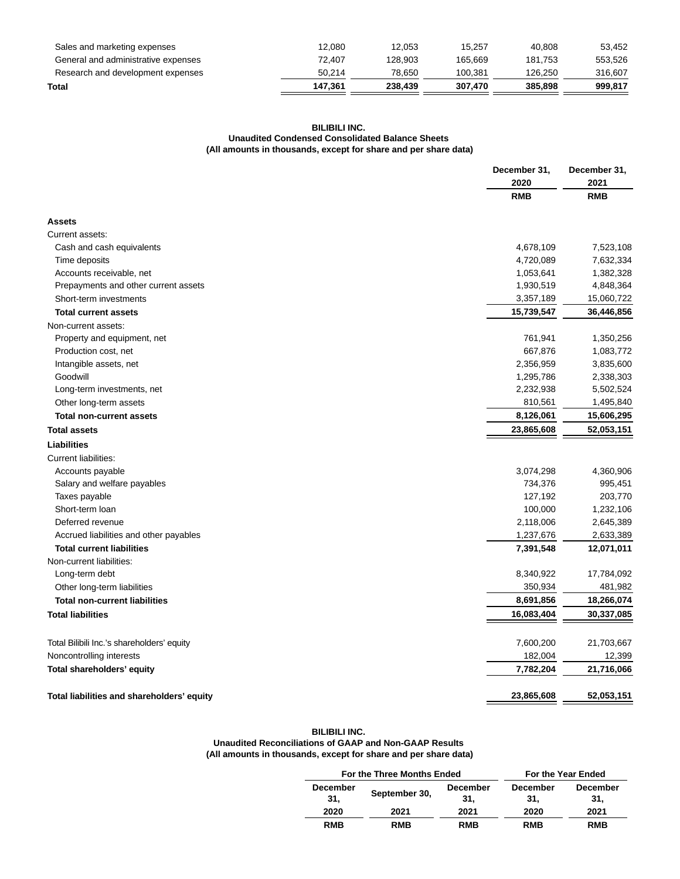| | | | | | |
|---|---|---|---|---|---|
| Sales and marketing expenses | 12,080 | 12,053 | 15,257 | 40,808 | 53,452 |
| General and administrative expenses | 72,407 | 128,903 | 165,669 | 181,753 | 553,526 |
| Research and development expenses | 50,214 | 78,650 | 100,381 | 126,250 | 316,607 |
| **Total** | **147,361** | **238,439** | **307,470** | **385,898** | **999,817** |

**BILIBILI INC.**
**Unaudited Condensed Consolidated Balance Sheets**
**(All amounts in thousands, except for share and per share data)**

| | December 31, 2020 | December 31, 2021 |
|---|---|---|
| | **RMB** | **RMB** |
| **Assets** | | |
| Current assets: | | |
| Cash and cash equivalents | 4,678,109 | 7,523,108 |
| Time deposits | 4,720,089 | 7,632,334 |
| Accounts receivable, net | 1,053,641 | 1,382,328 |
| Prepayments and other current assets | 1,930,519 | 4,848,364 |
| Short-term investments | 3,357,189 | 15,060,722 |
| **Total current assets** | **15,739,547** | **36,446,856** |
| Non-current assets: | | |
| Property and equipment, net | 761,941 | 1,350,256 |
| Production cost, net | 667,876 | 1,083,772 |
| Intangible assets, net | 2,356,959 | 3,835,600 |
| Goodwill | 1,295,786 | 2,338,303 |
| Long-term investments, net | 2,232,938 | 5,502,524 |
| Other long-term assets | 810,561 | 1,495,840 |
| **Total non-current assets** | **8,126,061** | **15,606,295** |
| **Total assets** | **23,865,608** | **52,053,151** |
| **Liabilities** | | |
| Current liabilities: | | |
| Accounts payable | 3,074,298 | 4,360,906 |
| Salary and welfare payables | 734,376 | 995,451 |
| Taxes payable | 127,192 | 203,770 |
| Short-term loan | 100,000 | 1,232,106 |
| Deferred revenue | 2,118,006 | 2,645,389 |
| Accrued liabilities and other payables | 1,237,676 | 2,633,389 |
| **Total current liabilities** | **7,391,548** | **12,071,011** |
| Non-current liabilities: | | |
| Long-term debt | 8,340,922 | 17,784,092 |
| Other long-term liabilities | 350,934 | 481,982 |
| **Total non-current liabilities** | **8,691,856** | **18,266,074** |
| **Total liabilities** | **16,083,404** | **30,337,085** |
| Total Bilibili Inc.'s shareholders' equity | 7,600,200 | 21,703,667 |
| Noncontrolling interests | 182,004 | 12,399 |
| **Total shareholders' equity** | **7,782,204** | **21,716,066** |
| **Total liabilities and shareholders' equity** | **23,865,608** | **52,053,151** |

**BILIBILI INC.**
**Unaudited Reconciliations of GAAP and Non-GAAP Results**
**(All amounts in thousands, except for share and per share data)**

| | For the Three Months Ended | | | For the Year Ended | |
|---|---|---|---|---|---|
| | December 31, 2020 | September 30, 2021 | December 31, 2021 | December 31, 2020 | December 31, 2021 |
| | RMB | RMB | RMB | RMB | RMB |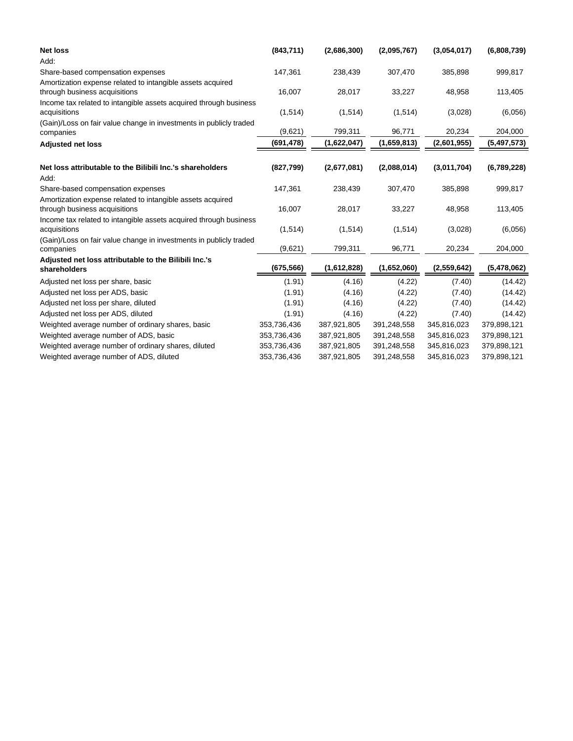| | | | | | |
|---|---|---|---|---|---|
| **Net loss** | **(843,711)** | **(2,686,300)** | **(2,095,767)** | **(3,054,017)** | **(6,808,739)** |
| Add: | | | | | |
| Share-based compensation expenses | 147,361 | 238,439 | 307,470 | 385,898 | 999,817 |
| Amortization expense related to intangible assets acquired through business acquisitions | 16,007 | 28,017 | 33,227 | 48,958 | 113,405 |
| Income tax related to intangible assets acquired through business acquisitions | (1,514) | (1,514) | (1,514) | (3,028) | (6,056) |
| (Gain)/Loss on fair value change in investments in publicly traded companies | (9,621) | 799,311 | 96,771 | 20,234 | 204,000 |
| **Adjusted net loss** | **(691,478)** | **(1,622,047)** | **(1,659,813)** | **(2,601,955)** | **(5,497,573)** |
| | | | | | |
| **Net loss attributable to the Bilibili Inc.'s shareholders** | **(827,799)** | **(2,677,081)** | **(2,088,014)** | **(3,011,704)** | **(6,789,228)** |
| Add: | | | | | |
| Share-based compensation expenses | 147,361 | 238,439 | 307,470 | 385,898 | 999,817 |
| Amortization expense related to intangible assets acquired through business acquisitions | 16,007 | 28,017 | 33,227 | 48,958 | 113,405 |
| Income tax related to intangible assets acquired through business acquisitions | (1,514) | (1,514) | (1,514) | (3,028) | (6,056) |
| (Gain)/Loss on fair value change in investments in publicly traded companies | (9,621) | 799,311 | 96,771 | 20,234 | 204,000 |
| **Adjusted net loss attributable to the Bilibili Inc.'s shareholders** | **(675,566)** | **(1,612,828)** | **(1,652,060)** | **(2,559,642)** | **(5,478,062)** |
| Adjusted net loss per share, basic | (1.91) | (4.16) | (4.22) | (7.40) | (14.42) |
| Adjusted net loss per ADS, basic | (1.91) | (4.16) | (4.22) | (7.40) | (14.42) |
| Adjusted net loss per share, diluted | (1.91) | (4.16) | (4.22) | (7.40) | (14.42) |
| Adjusted net loss per ADS, diluted | (1.91) | (4.16) | (4.22) | (7.40) | (14.42) |
| Weighted average number of ordinary shares, basic | 353,736,436 | 387,921,805 | 391,248,558 | 345,816,023 | 379,898,121 |
| Weighted average number of ADS, basic | 353,736,436 | 387,921,805 | 391,248,558 | 345,816,023 | 379,898,121 |
| Weighted average number of ordinary shares, diluted | 353,736,436 | 387,921,805 | 391,248,558 | 345,816,023 | 379,898,121 |
| Weighted average number of ADS, diluted | 353,736,436 | 387,921,805 | 391,248,558 | 345,816,023 | 379,898,121 |